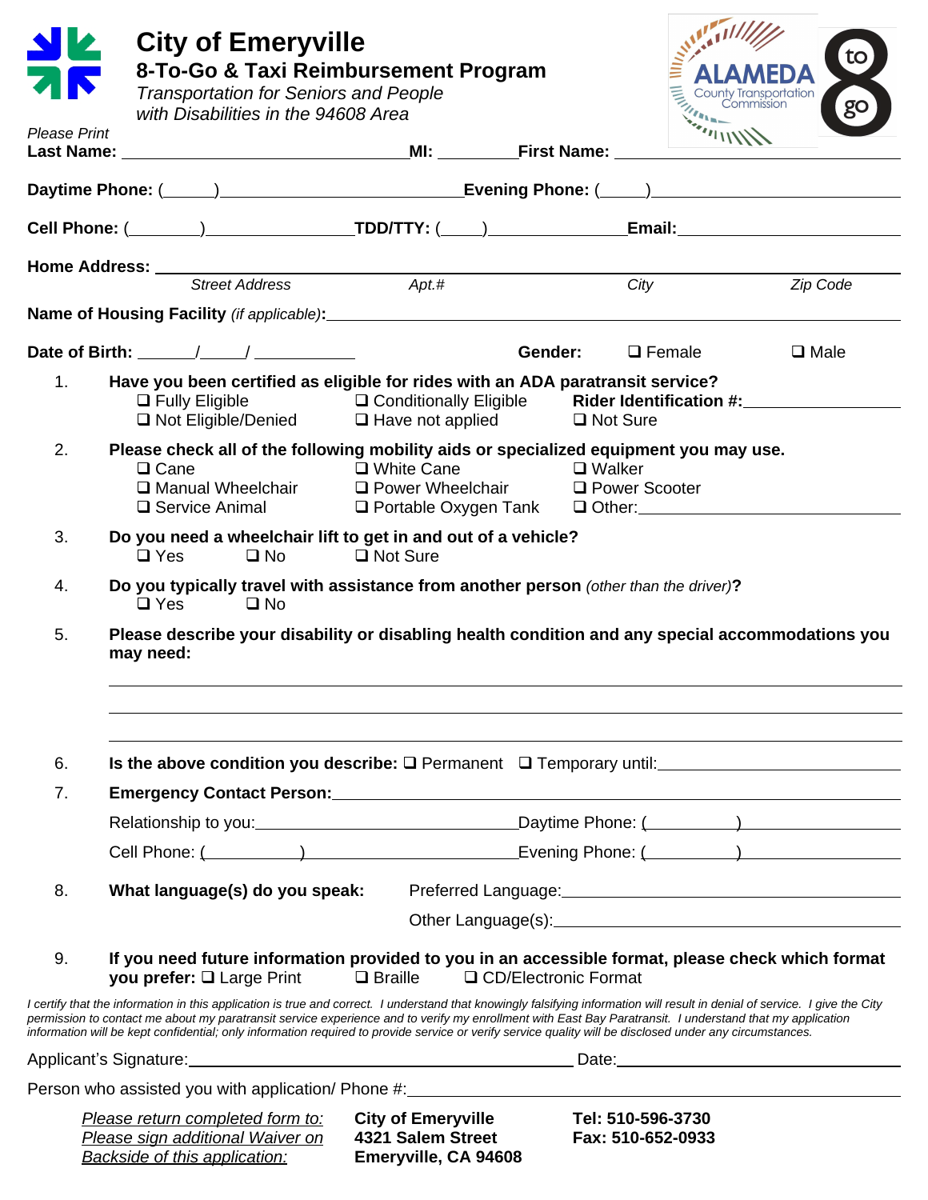# City of Emeryville

## 8-To-Go & Taxi Reimbursement Program

*Transportation for Seniors and People with Disabilities in the 94608 Area*

ALAMEDA County Transportation Commission — 8 to go

*Please Print*

**Last Name:** ______________________ **MI:** ________ **First Name:** ______________________

**Daytime Phone:** (_____)______________________ **Evening Phone:** (_____)______________________

**Cell Phone:** (________)______________ **TDD/TTY:** (____)______________ **Email:**______________________

**Home Address:** ______________________________________________________________

*Street Address* *Apt.#* *City* *Zip Code*

**Name of Housing Facility** *(if applicable)*: ______________________________________________

**Date of Birth:** ______/_____/ ___________ **Gender:** ❑ Female ❑ Male

1. **Have you been certified as eligible for rides with an ADA paratransit service?**
   ❑ Fully Eligible ❑ Conditionally Eligible **Rider Identification #:**________________
   ❑ Not Eligible/Denied ❑ Have not applied ❑ Not Sure

2. **Please check all of the following mobility aids or specialized equipment you may use.**
   ❑ Cane ❑ White Cane ❑ Walker
   ❑ Manual Wheelchair ❑ Power Wheelchair ❑ Power Scooter
   ❑ Service Animal ❑ Portable Oxygen Tank ❑ Other:________________

3. **Do you need a wheelchair lift to get in and out of a vehicle?**
   ❑ Yes ❑ No ❑ Not Sure

4. **Do you typically travel with assistance from another person** *(other than the driver)***?**
   ❑ Yes ❑ No

5. **Please describe your disability or disabling health condition and any special accommodations you may need:**

   ______________________________________________________________

   ______________________________________________________________

   ______________________________________________________________

6. **Is the above condition you describe:** ❑ Permanent ❑ Temporary until:________________

7. **Emergency Contact Person:**______________________________________________

   Relationship to you:______________________ Daytime Phone: (__________)______________

   Cell Phone: (__________)______________________ Evening Phone: (__________)______________

8. **What language(s) do you speak:** Preferred Language:______________________

   Other Language(s):______________________

9. **If you need future information provided to you in an accessible format, please check which format you prefer:** ❑ Large Print ❑ Braille ❑ CD/Electronic Format

*I certify that the information in this application is true and correct. I understand that knowingly falsifying information will result in denial of service. I give the City permission to contact me about my paratransit service experience and to verify my enrollment with East Bay Paratransit. I understand that my application information will be kept confidential; only information required to provide service or verify service quality will be disclosed under any circumstances.*

Applicant's Signature:______________________________ Date:______________________

Person who assisted you with application/ Phone #:______________________________

*Please return completed form to:*
*Please sign additional Waiver on Backside of this application:*

**City of Emeryville**
**4321 Salem Street**
**Emeryville, CA 94608**

**Tel: 510-596-3730**
**Fax: 510-652-0933**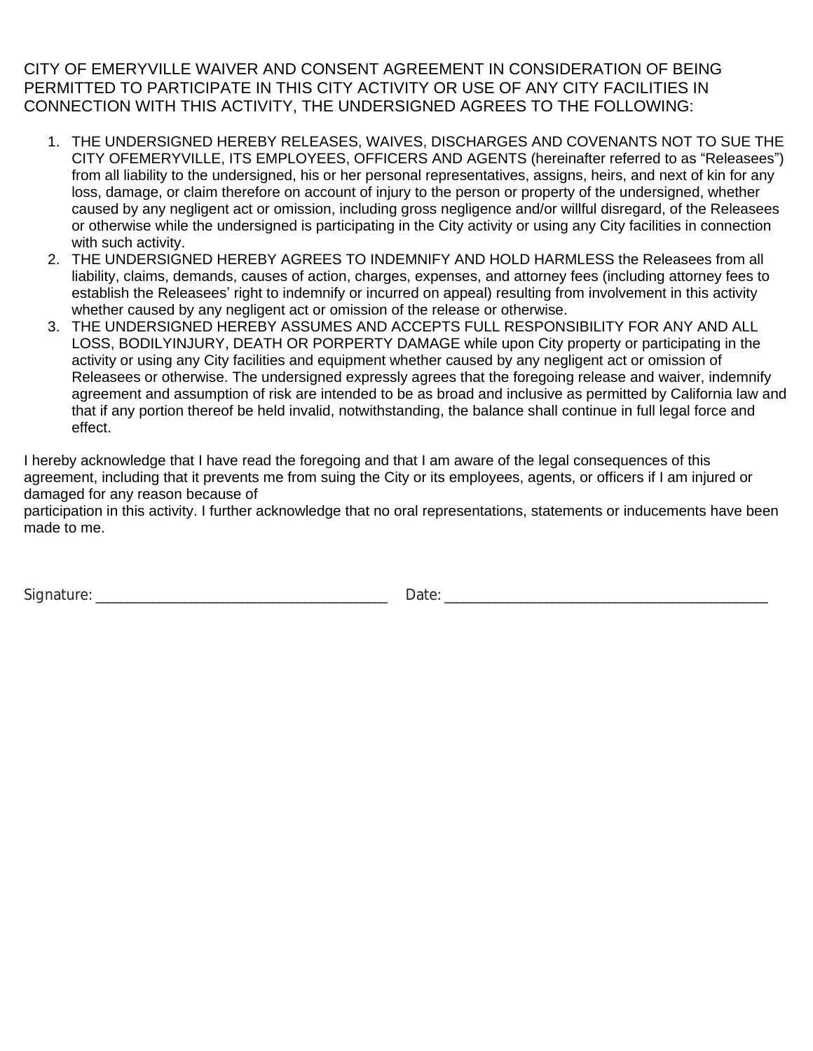CITY OF EMERYVILLE WAIVER AND CONSENT AGREEMENT IN CONSIDERATION OF BEING PERMITTED TO PARTICIPATE IN THIS CITY ACTIVITY OR USE OF ANY CITY FACILITIES IN CONNECTION WITH THIS ACTIVITY, THE UNDERSIGNED AGREES TO THE FOLLOWING:

1. THE UNDERSIGNED HEREBY RELEASES, WAIVES, DISCHARGES AND COVENANTS NOT TO SUE THE CITY OFEMERYVILLE, ITS EMPLOYEES, OFFICERS AND AGENTS (hereinafter referred to as "Releasees") from all liability to the undersigned, his or her personal representatives, assigns, heirs, and next of kin for any loss, damage, or claim therefore on account of injury to the person or property of the undersigned, whether caused by any negligent act or omission, including gross negligence and/or willful disregard, of the Releasees or otherwise while the undersigned is participating in the City activity or using any City facilities in connection with such activity.
2. THE UNDERSIGNED HEREBY AGREES TO INDEMNIFY AND HOLD HARMLESS the Releasees from all liability, claims, demands, causes of action, charges, expenses, and attorney fees (including attorney fees to establish the Releasees' right to indemnify or incurred on appeal) resulting from involvement in this activity whether caused by any negligent act or omission of the release or otherwise.
3. THE UNDERSIGNED HEREBY ASSUMES AND ACCEPTS FULL RESPONSIBILITY FOR ANY AND ALL LOSS, BODILYINJURY, DEATH OR PORPERTY DAMAGE while upon City property or participating in the activity or using any City facilities and equipment whether caused by any negligent act or omission of Releasees or otherwise. The undersigned expressly agrees that the foregoing release and waiver, indemnify agreement and assumption of risk are intended to be as broad and inclusive as permitted by California law and that if any portion thereof be held invalid, notwithstanding, the balance shall continue in full legal force and effect.

I hereby acknowledge that I have read the foregoing and that I am aware of the legal consequences of this agreement, including that it prevents me from suing the City or its employees, agents, or officers if I am injured or damaged for any reason because of
participation in this activity. I further acknowledge that no oral representations, statements or inducements have been made to me.

Signature: ________________________________________ Date: ____________________________________________